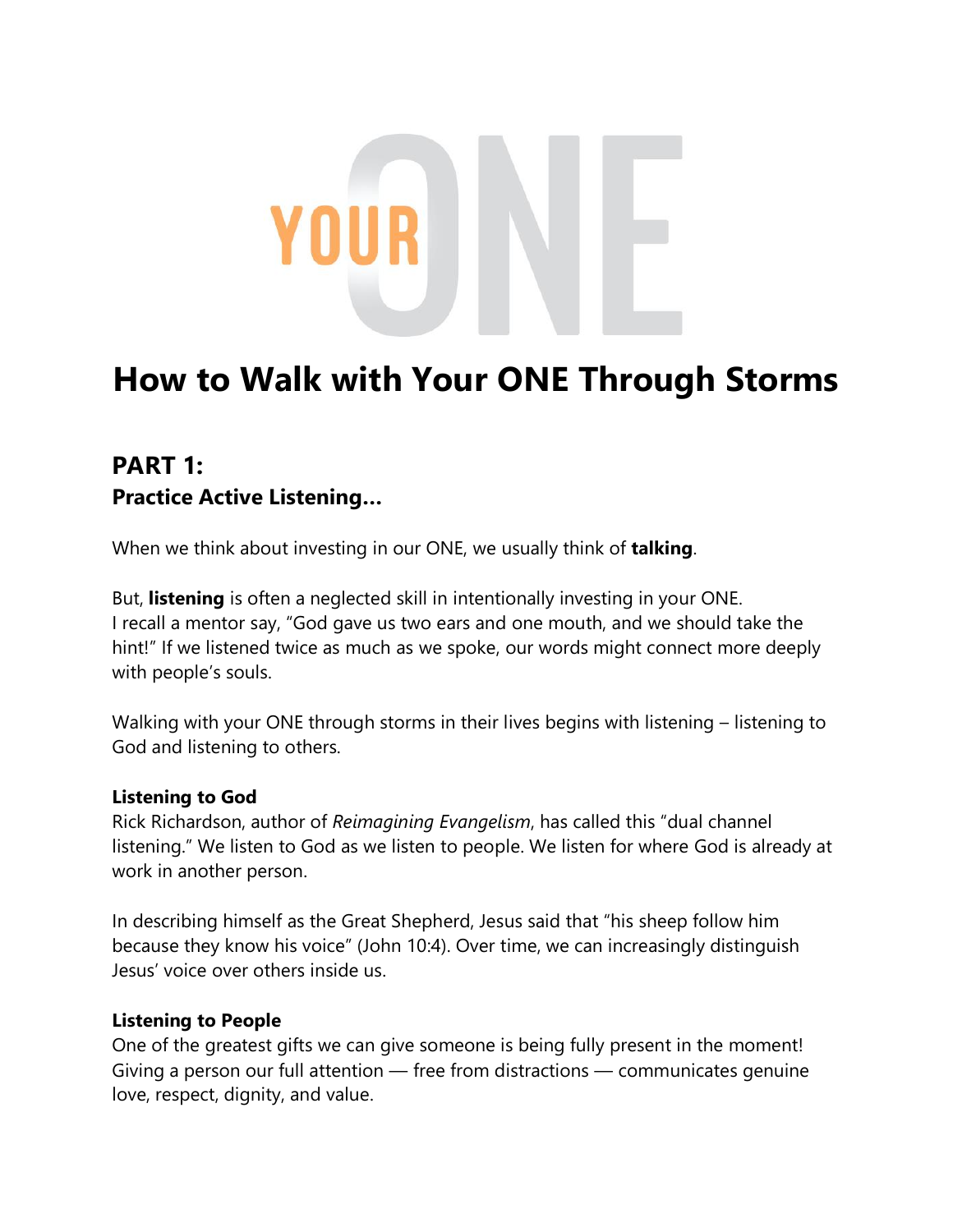YOUR ONE

# How to Walk with Your ONE Through Storms

## PART 1:
### Practice Active Listening…

When we think about investing in our ONE, we usually think of **talking**.

But, **listening** is often a neglected skill in intentionally investing in your ONE.
I recall a mentor say, "God gave us two ears and one mouth, and we should take the hint!" If we listened twice as much as we spoke, our words might connect more deeply with people's souls.

Walking with your ONE through storms in their lives begins with listening – listening to God and listening to others.

**Listening to God**
Rick Richardson, author of *Reimagining Evangelism*, has called this "dual channel listening." We listen to God as we listen to people. We listen for where God is already at work in another person.

In describing himself as the Great Shepherd, Jesus said that "his sheep follow him because they know his voice" (John 10:4). Over time, we can increasingly distinguish Jesus' voice over others inside us.

**Listening to People**
One of the greatest gifts we can give someone is being fully present in the moment! Giving a person our full attention — free from distractions — communicates genuine love, respect, dignity, and value.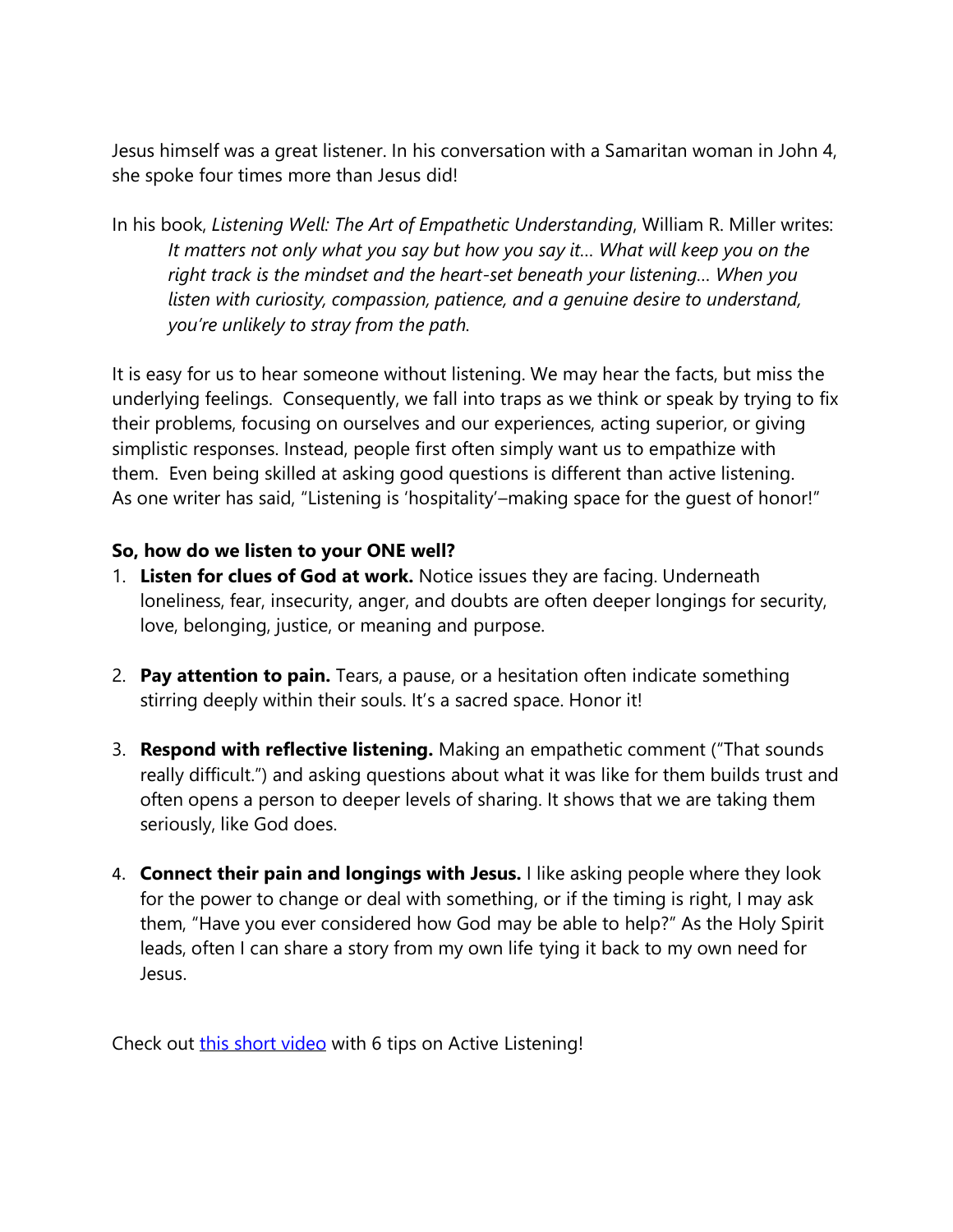Jesus himself was a great listener. In his conversation with a Samaritan woman in John 4, she spoke four times more than Jesus did!

In his book, *Listening Well: The Art of Empathetic Understanding*, William R. Miller writes:

> *It matters not only what you say but how you say it… What will keep you on the right track is the mindset and the heart-set beneath your listening… When you listen with curiosity, compassion, patience, and a genuine desire to understand, you're unlikely to stray from the path.*

It is easy for us to hear someone without listening. We may hear the facts, but miss the underlying feelings. Consequently, we fall into traps as we think or speak by trying to fix their problems, focusing on ourselves and our experiences, acting superior, or giving simplistic responses. Instead, people first often simply want us to empathize with them. Even being skilled at asking good questions is different than active listening. As one writer has said, "Listening is 'hospitality'–making space for the guest of honor!"

**So, how do we listen to your ONE well?**

1. **Listen for clues of God at work.** Notice issues they are facing. Underneath loneliness, fear, insecurity, anger, and doubts are often deeper longings for security, love, belonging, justice, or meaning and purpose.

2. **Pay attention to pain.** Tears, a pause, or a hesitation often indicate something stirring deeply within their souls. It's a sacred space. Honor it!

3. **Respond with reflective listening.** Making an empathetic comment ("That sounds really difficult.") and asking questions about what it was like for them builds trust and often opens a person to deeper levels of sharing. It shows that we are taking them seriously, like God does.

4. **Connect their pain and longings with Jesus.** I like asking people where they look for the power to change or deal with something, or if the timing is right, I may ask them, "Have you ever considered how God may be able to help?" As the Holy Spirit leads, often I can share a story from my own life tying it back to my own need for Jesus.

Check out this short video with 6 tips on Active Listening!